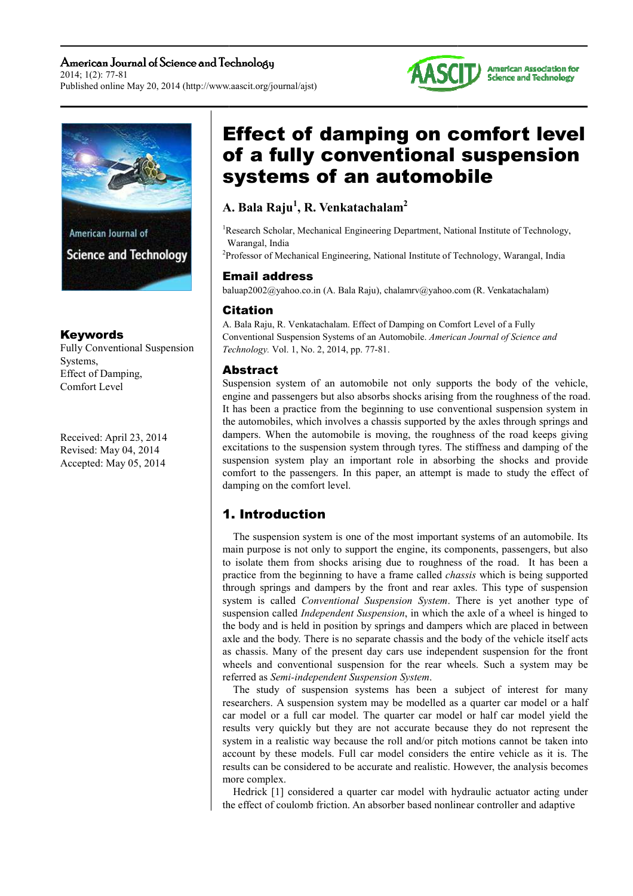# Effect of damping on comfort level of a fully conventional suspension systems of an automobile

**A. Bala Raju[1], R. Venkatachalam[2]**

[1]Research Scholar, Mechanical Engineering Department, National Institute of Technology, Warangal, India

[2]Professor of Mechanical Engineering, National Institute of Technology, Warangal, India

## Email address

baluap2002@yahoo.co.in (A. Bala Raju), chalamrv@yahoo.com (R. Venkatachalam)

## Citation

A. Bala Raju, R. Venkatachalam. Effect of Damping on Comfort Level of a Fully Conventional Suspension Systems of an Automobile. *American Journal of Science and Technology.* Vol. 1, No. 2, 2014, pp. 77-81.

## Keywords

Fully Conventional Suspension Systems,
Effect of Damping,
Comfort Level

Received: April 23, 2014
Revised: May 04, 2014
Accepted: May 05, 2014

## Abstract

Suspension system of an automobile not only supports the body of the vehicle, engine and passengers but also absorbs shocks arising from the roughness of the road. It has been a practice from the beginning to use conventional suspension system in the automobiles, which involves a chassis supported by the axles through springs and dampers. When the automobile is moving, the roughness of the road keeps giving excitations to the suspension system through tyres. The stiffness and damping of the suspension system play an important role in absorbing the shocks and provide comfort to the passengers. In this paper, an attempt is made to study the effect of damping on the comfort level.

## 1. Introduction

The suspension system is one of the most important systems of an automobile. Its main purpose is not only to support the engine, its components, passengers, but also to isolate them from shocks arising due to roughness of the road. It has been a practice from the beginning to have a frame called *chassis* which is being supported through springs and dampers by the front and rear axles. This type of suspension system is called *Conventional Suspension System*. There is yet another type of suspension called *Independent Suspension*, in which the axle of a wheel is hinged to the body and is held in position by springs and dampers which are placed in between axle and the body. There is no separate chassis and the body of the vehicle itself acts as chassis. Many of the present day cars use independent suspension for the front wheels and conventional suspension for the rear wheels. Such a system may be referred as *Semi-independent Suspension System*.

The study of suspension systems has been a subject of interest for many researchers. A suspension system may be modelled as a quarter car model or a half car model or a full car model. The quarter car model or half car model yield the results very quickly but they are not accurate because they do not represent the system in a realistic way because the roll and/or pitch motions cannot be taken into account by these models. Full car model considers the entire vehicle as it is. The results can be considered to be accurate and realistic. However, the analysis becomes more complex.

Hedrick [1] considered a quarter car model with hydraulic actuator acting under the effect of coulomb friction. An absorber based nonlinear controller and adaptive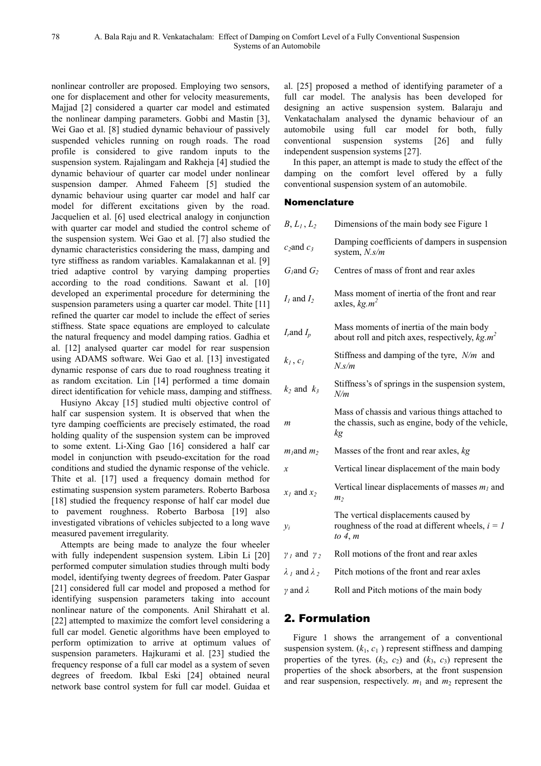nonlinear controller are proposed. Employing two sensors, one for displacement and other for velocity measurements, Majjad [2] considered a quarter car model and estimated the nonlinear damping parameters. Gobbi and Mastin [3], Wei Gao et al. [8] studied dynamic behaviour of passively suspended vehicles running on rough roads. The road profile is considered to give random inputs to the suspension system. Rajalingam and Rakheja [4] studied the dynamic behaviour of quarter car model under nonlinear suspension damper. Ahmed Faheem [5] studied the dynamic behaviour using quarter car model and half car model for different excitations given by the road. Jacquelien et al. [6] used electrical analogy in conjunction with quarter car model and studied the control scheme of the suspension system. Wei Gao et al. [7] also studied the dynamic characteristics considering the mass, damping and tyre stiffness as random variables. Kamalakannan et al. [9] tried adaptive control by varying damping properties according to the road conditions. Sawant et al. [10] developed an experimental procedure for determining the suspension parameters using a quarter car model. Thite [11] refined the quarter car model to include the effect of series stiffness. State space equations are employed to calculate the natural frequency and model damping ratios. Gadhia et al. [12] analysed quarter car model for rear suspension using ADAMS software. Wei Gao et al. [13] investigated dynamic response of cars due to road roughness treating it as random excitation. Lin [14] performed a time domain direct identification for vehicle mass, damping and stiffness.

Husiyno Akcay [15] studied multi objective control of half car suspension system. It is observed that when the tyre damping coefficients are precisely estimated, the road holding quality of the suspension system can be improved to some extent. Li-Xing Gao [16] considered a half car model in conjunction with pseudo-excitation for the road conditions and studied the dynamic response of the vehicle. Thite et al. [17] used a frequency domain method for estimating suspension system parameters. Roberto Barbosa [18] studied the frequency response of half car model due to pavement roughness. Roberto Barbosa [19] also investigated vibrations of vehicles subjected to a long wave measured pavement irregularity.

Attempts are being made to analyze the four wheeler with fully independent suspension system. Libin Li [20] performed computer simulation studies through multi body model, identifying twenty degrees of freedom. Pater Gaspar [21] considered full car model and proposed a method for identifying suspension parameters taking into account nonlinear nature of the components. Anil Shirahatt et al. [22] attempted to maximize the comfort level considering a full car model. Genetic algorithms have been employed to perform optimization to arrive at optimum values of suspension parameters. Hajkurami et al. [23] studied the frequency response of a full car model as a system of seven degrees of freedom. Ikbal Eski [24] obtained neural network base control system for full car model. Guidaa et al. [25] proposed a method of identifying parameter of a full car model. The analysis has been developed for designing an active suspension system. Balaraju and Venkatachalam analysed the dynamic behaviour of an automobile using full car model for both, fully conventional suspension systems [26] and fully independent suspension systems [27].

In this paper, an attempt is made to study the effect of the damping on the comfort level offered by a fully conventional suspension system of an automobile.

### Nomenclature

| | |
|---|---|
| $B$, $L_1$, $L_2$ | Dimensions of the main body see Figure 1 |
| $c_2$ and $c_3$ | Damping coefficients of dampers in suspension system, *N.s/m* |
| $G_1$ and $G_2$ | Centres of mass of front and rear axles |
| $I_1$ and $I_2$ | Mass moment of inertia of the front and rear axles, $kg.m^2$ |
| $I_r$ and $I_p$ | Mass moments of inertia of the main body about roll and pitch axes, respectively, $kg.m^2$ |
| $k_1$, $c_1$ | Stiffness and damping of the tyre, *N/m* and *N.s/m* |
| $k_2$ and $k_3$ | Stiffness's of springs in the suspension system, *N/m* |
| $m$ | Mass of chassis and various things attached to the chassis, such as engine, body of the vehicle, *kg* |
| $m_1$ and $m_2$ | Masses of the front and rear axles, *kg* |
| $x$ | Vertical linear displacement of the main body |
| $x_1$ and $x_2$ | Vertical linear displacements of masses $m_1$ and $m_2$ |
| $y_i$ | The vertical displacements caused by roughness of the road at different wheels, $i = 1$ *to* $4$, *m* |
| $\gamma_1$ and $\gamma_2$ | Roll motions of the front and rear axles |
| $\lambda_1$ and $\lambda_2$ | Pitch motions of the front and rear axles |
| $\gamma$ and $\lambda$ | Roll and Pitch motions of the main body |

## 2. Formulation

Figure 1 shows the arrangement of a conventional suspension system. ($k_1$, $c_1$) represent stiffness and damping properties of the tyres. ($k_2$, $c_2$) and ($k_3$, $c_3$) represent the properties of the shock absorbers, at the front suspension and rear suspension, respectively. $m_1$ and $m_2$ represent the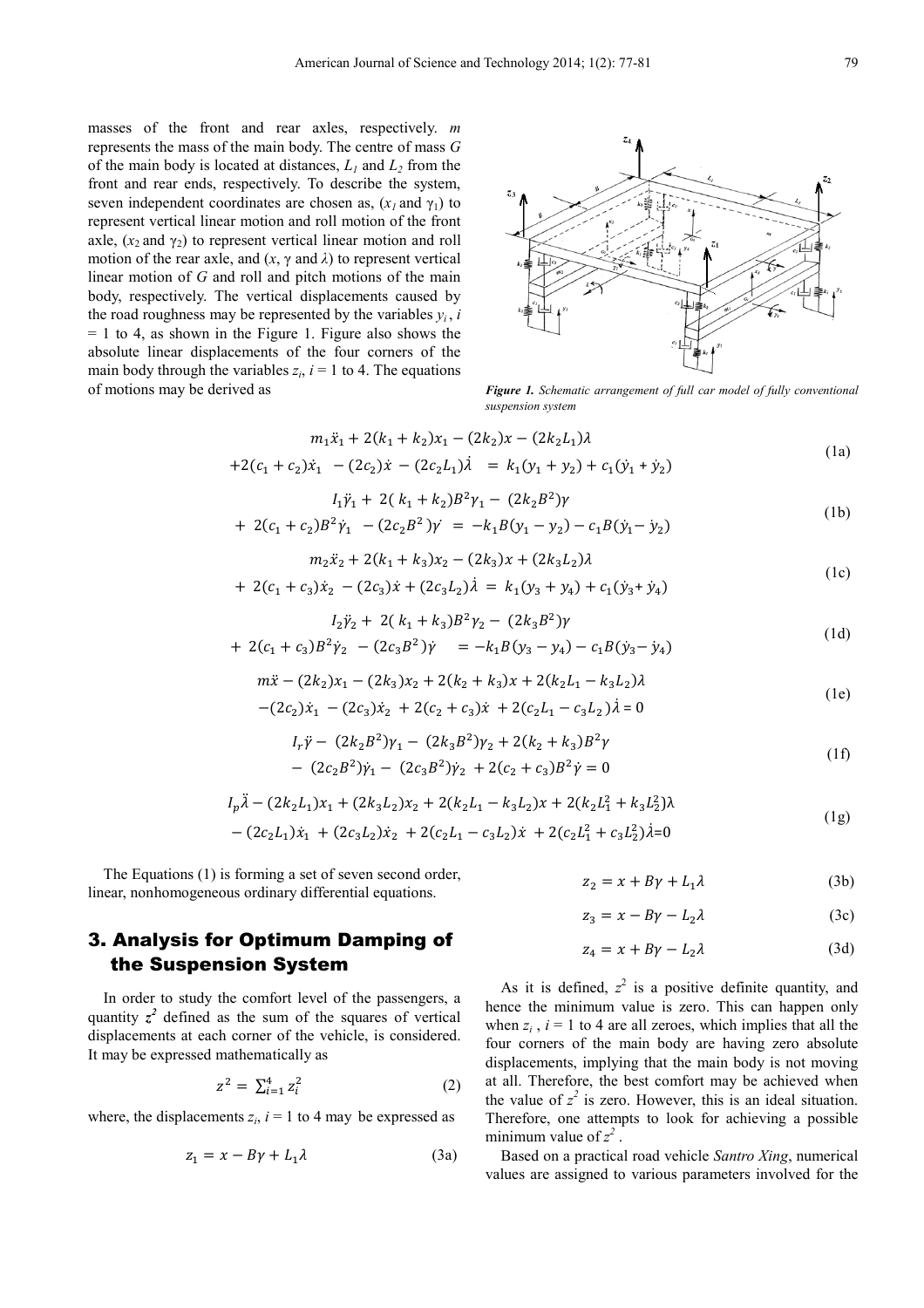masses of the front and rear axles, respectively. $m$ represents the mass of the main body. The centre of mass $G$ of the main body is located at distances, $L_1$ and $L_2$ from the front and rear ends, respectively. To describe the system, seven independent coordinates are chosen as, ($x_1$ and $\gamma_1$) to represent vertical linear motion and roll motion of the front axle, ($x_2$ and $\gamma_2$) to represent vertical linear motion and roll motion of the rear axle, and ($x$, $\gamma$ and $\lambda$) to represent vertical linear motion of $G$ and roll and pitch motions of the main body, respectively. The vertical displacements caused by the road roughness may be represented by the variables $y_i$ , $i$ = 1 to 4, as shown in the Figure 1. Figure also shows the absolute linear displacements of the four corners of the main body through the variables $z_i$, $i$ = 1 to 4. The equations of motions may be derived as

*Figure 1. Schematic arrangement of full car model of fully conventional suspension system*

$$
\begin{aligned}
&m_1\ddot{x}_1 + 2(k_1+k_2)x_1 - (2k_2)x - (2k_2L_1)\lambda \\
&+2(c_1+c_2)\dot{x}_1 - (2c_2)\dot{x} - (2c_2L_1)\dot{\lambda} = k_1(y_1+y_2) + c_1(\dot{y}_1+\dot{y}_2)
\end{aligned} \tag{1a}
$$

$$
\begin{aligned}
&I_1\ddot{\gamma}_1 + 2(k_1+k_2)B^2\gamma_1 - (2k_2B^2)\gamma \\
&+ 2(c_1+c_2)B^2\dot{\gamma}_1 - (2c_2B^2)\dot{\gamma} = -k_1B(y_1-y_2) - c_1B(\dot{y}_1-\dot{y}_2)
\end{aligned} \tag{1b}
$$

$$
\begin{aligned}
&m_2\ddot{x}_2 + 2(k_1+k_3)x_2 - (2k_3)x + (2k_3L_2)\lambda \\
&+ 2(c_1+c_3)\dot{x}_2 - (2c_3)\dot{x} + (2c_3L_2)\dot{\lambda} = k_1(y_3+y_4) + c_1(\dot{y}_3+\dot{y}_4)
\end{aligned} \tag{1c}
$$

$$
\begin{aligned}
&I_2\ddot{\gamma}_2 + 2(k_1+k_3)B^2\gamma_2 - (2k_3B^2)\gamma \\
&+ 2(c_1+c_3)B^2\dot{\gamma}_2 - (2c_3B^2)\dot{\gamma} = -k_1B(y_3-y_4) - c_1B(\dot{y}_3-\dot{y}_4)
\end{aligned} \tag{1d}
$$

$$
\begin{aligned}
&m\ddot{x} - (2k_2)x_1 - (2k_3)x_2 + 2(k_2+k_3)x + 2(k_2L_1-k_3L_2)\lambda \\
&-(2c_2)\dot{x}_1 - (2c_3)\dot{x}_2 + 2(c_2+c_3)\dot{x} + 2(c_2L_1-c_3L_2)\dot{\lambda} = 0
\end{aligned} \tag{1e}
$$

$$
\begin{aligned}
&I_r\ddot{\gamma} - (2k_2B^2)\gamma_1 - (2k_3B^2)\gamma_2 + 2(k_2+k_3)B^2\gamma \\
&- (2c_2B^2)\dot{\gamma}_1 - (2c_3B^2)\dot{\gamma}_2 + 2(c_2+c_3)B^2\dot{\gamma} = 0
\end{aligned} \tag{1f}
$$

$$
\begin{aligned}
&I_p\ddot{\lambda} - (2k_2L_1)x_1 + (2k_3L_2)x_2 + 2(k_2L_1-k_3L_2)x + 2(k_2L_1^2+k_3L_2^2)\lambda \\
&- (2c_2L_1)\dot{x}_1 + (2c_3L_2)\dot{x}_2 + 2(c_2L_1-c_3L_2)\dot{x} + 2(c_2L_1^2+c_3L_2^2)\dot{\lambda} = 0
\end{aligned} \tag{1g}
$$

The Equations (1) is forming a set of seven second order, linear, nonhomogeneous ordinary differential equations.

## 3. Analysis for Optimum Damping of the Suspension System

In order to study the comfort level of the passengers, a quantity $z^2$ defined as the sum of the squares of vertical displacements at each corner of the vehicle, is considered. It may be expressed mathematically as

$$z^2 = \sum_{i=1}^{4} z_i^2 \tag{2}$$

where, the displacements $z_i$, $i$ = 1 to 4 may be expressed as

$$z_1 = x - B\gamma + L_1\lambda \tag{3a}$$

$$z_2 = x + B\gamma + L_1\lambda \tag{3b}$$

$$z_3 = x - B\gamma - L_2\lambda \tag{3c}$$

$$z_4 = x + B\gamma - L_2\lambda \tag{3d}$$

As it is defined, $z^2$ is a positive definite quantity, and hence the minimum value is zero. This can happen only when $z_i$ , $i$ = 1 to 4 are all zeroes, which implies that all the four corners of the main body are having zero absolute displacements, implying that the main body is not moving at all. Therefore, the best comfort may be achieved when the value of $z^2$ is zero. However, this is an ideal situation. Therefore, one attempts to look for achieving a possible minimum value of $z^2$ .

Based on a practical road vehicle *Santro Xing*, numerical values are assigned to various parameters involved for the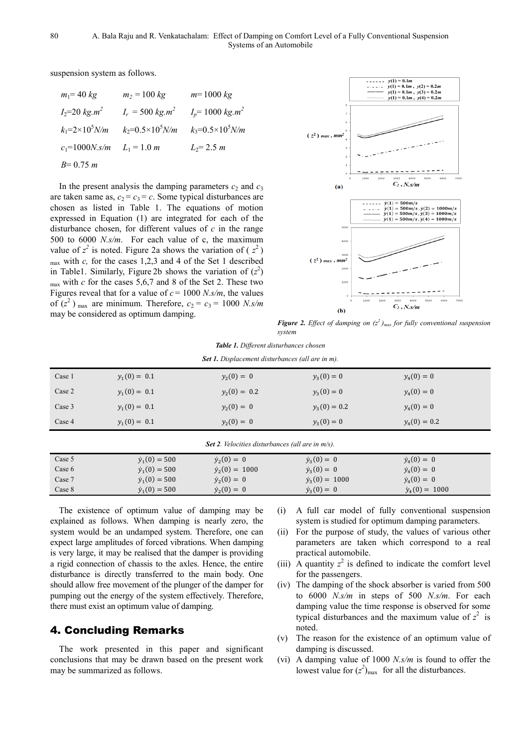suspension system as follows.

$m_1$= 40 *kg* $m_2$ = 100 *kg* *m*= 1000 *kg*

$I_2$=20 *kg.m*$^2$ $I_r$ = 500 *kg.m*$^2$ $I_p$= 1000 *kg.m*$^2$

$k_1$=2×10$^5$*N/m* $k_2$=0.5×10$^5$*N/m* $k_3$=0.5×10$^5$*N/m*

$c_1$=1000*N.s/m* $L_1$ = 1.0 *m* $L_2$= 2.5 *m*

*B*= 0.75 *m*

In the present analysis the damping parameters $c_2$ and $c_3$ are taken same as, $c_2 = c_3 = c$. Some typical disturbances are chosen as listed in Table 1. The equations of motion expressed in Equation (1) are integrated for each of the disturbance chosen, for different values of *c* in the range 500 to 6000 *N.s/m*. For each value of c, the maximum value of $z^2$ is noted. Figure 2a shows the variation of $(z^2)_{max}$ with *c,* for the cases 1,2,3 and 4 of the Set 1 described in Table1. Similarly, Figure 2b shows the variation of $(z^2)_{max}$ with *c* for the cases 5,6,7 and 8 of the Set 2. These two Figures reveal that for a value of *c* = 1000 *N.s/m*, the values of $(z^2)_{max}$ are minimum. Therefore, $c_2 = c_3 = 1000$ *N.s/m* may be considered as optimum damping.

***Figure 2.*** *Effect of damping on $(z^2)_{max}$ for fully conventional suspension system*

***Table 1.*** *Different disturbances chosen*

***Set 1.*** *Displacement disturbances (all are in m).*

| | | | | |
|---|---|---|---|---|
| Case 1 | $y_1(0) = 0.1$ | $y_2(0) = 0$ | $y_3(0) = 0$ | $y_4(0) = 0$ |
| Case 2 | $y_1(0) = 0.1$ | $y_2(0) = 0.2$ | $y_3(0) = 0$ | $y_4(0) = 0$ |
| Case 3 | $y_1(0) = 0.1$ | $y_2(0) = 0$ | $y_3(0) = 0.2$ | $y_4(0) = 0$ |
| Case 4 | $y_1(0) = 0.1$ | $y_2(0) = 0$ | $y_3(0) = 0$ | $y_4(0) = 0.2$ |

***Set 2****. Velocities disturbances (all are in m/s).*

| | | | | |
|---|---|---|---|---|
| Case 5 | $\dot{y}_1(0) = 500$ | $\dot{y}_2(0) = 0$ | $\dot{y}_3(0) = 0$ | $\dot{y}_4(0) = 0$ |
| Case 6 | $\dot{y}_1(0) = 500$ | $\dot{y}_2(0) = 1000$ | $\dot{y}_3(0) = 0$ | $\dot{y}_4(0) = 0$ |
| Case 7 | $\dot{y}_1(0) = 500$ | $\dot{y}_2(0) = 0$ | $\dot{y}_3(0) = 1000$ | $\dot{y}_4(0) = 0$ |
| Case 8 | $\dot{y}_1(0) = 500$ | $\dot{y}_2(0) = 0$ | $\dot{y}_3(0) = 0$ | $\dot{y}_4(0) = 1000$ |

The existence of optimum value of damping may be explained as follows. When damping is nearly zero, the system would be an undamped system. Therefore, one can expect large amplitudes of forced vibrations. When damping is very large, it may be realised that the damper is providing a rigid connection of chassis to the axles. Hence, the entire disturbance is directly transferred to the main body. One should allow free movement of the plunger of the damper for pumping out the energy of the system effectively. Therefore, there must exist an optimum value of damping.

## 4. Concluding Remarks

The work presented in this paper and significant conclusions that may be drawn based on the present work may be summarized as follows.

(i) A full car model of fully conventional suspension system is studied for optimum damping parameters.
(ii) For the purpose of study, the values of various other parameters are taken which correspond to a real practical automobile.
(iii) A quantity $z^2$ is defined to indicate the comfort level for the passengers.
(iv) The damping of the shock absorber is varied from 500 to 6000 *N.s/m* in steps of 500 *N.s/m*. For each damping value the time response is observed for some typical disturbances and the maximum value of $z^2$ is noted.
(v) The reason for the existence of an optimum value of damping is discussed.
(vi) A damping value of 1000 *N.s/m* is found to offer the lowest value for $(z^2)_{max}$ for all the disturbances.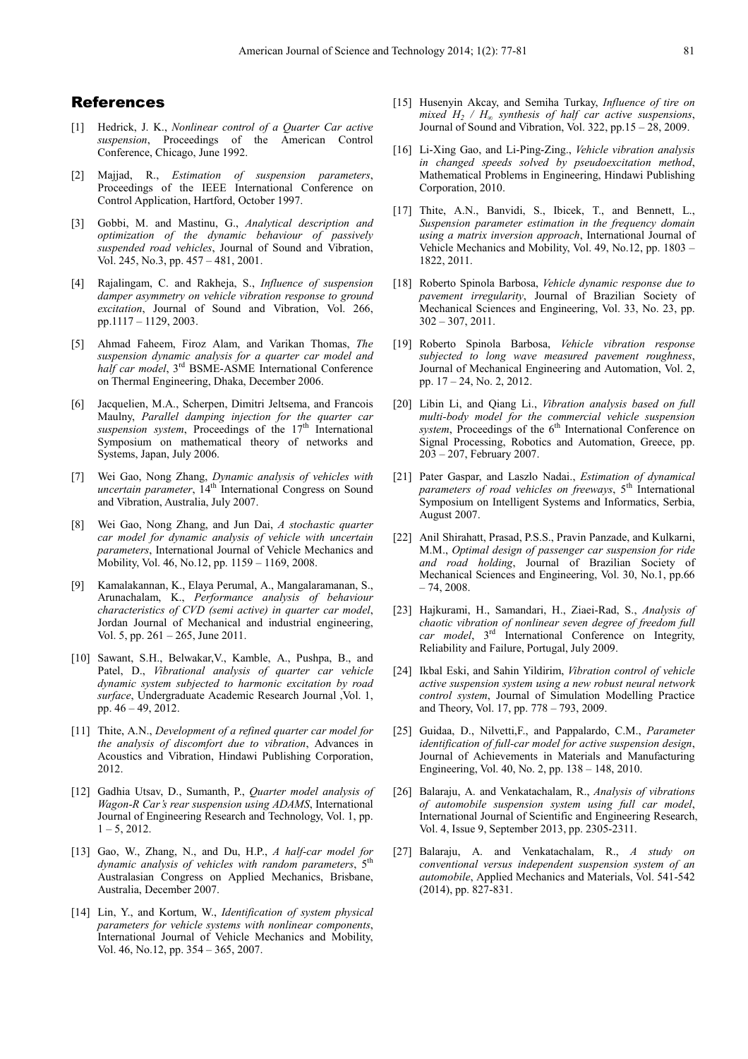## References

[1] Hedrick, J. K., *Nonlinear control of a Quarter Car active suspension*, Proceedings of the American Control Conference, Chicago, June 1992.

[2] Majjad, R., *Estimation of suspension parameters*, Proceedings of the IEEE International Conference on Control Application, Hartford, October 1997.

[3] Gobbi, M. and Mastinu, G., *Analytical description and optimization of the dynamic behaviour of passively suspended road vehicles*, Journal of Sound and Vibration, Vol. 245, No.3, pp. 457 – 481, 2001.

[4] Rajalingam, C. and Rakheja, S., *Influence of suspension damper asymmetry on vehicle vibration response to ground excitation*, Journal of Sound and Vibration, Vol. 266, pp.1117 – 1129, 2003.

[5] Ahmad Faheem, Firoz Alam, and Varikan Thomas, *The suspension dynamic analysis for a quarter car model and half car model*, 3rd BSME-ASME International Conference on Thermal Engineering, Dhaka, December 2006.

[6] Jacquelien, M.A., Scherpen, Dimitri Jeltsema, and Francois Maulny, *Parallel damping injection for the quarter car suspension system*, Proceedings of the 17th International Symposium on mathematical theory of networks and Systems, Japan, July 2006.

[7] Wei Gao, Nong Zhang, *Dynamic analysis of vehicles with uncertain parameter*, 14th International Congress on Sound and Vibration, Australia, July 2007.

[8] Wei Gao, Nong Zhang, and Jun Dai, *A stochastic quarter car model for dynamic analysis of vehicle with uncertain parameters*, International Journal of Vehicle Mechanics and Mobility, Vol. 46, No.12, pp. 1159 – 1169, 2008.

[9] Kamalakannan, K., Elaya Perumal, A., Mangalaramanan, S., Arunachalam, K., *Performance analysis of behaviour characteristics of CVD (semi active) in quarter car model*, Jordan Journal of Mechanical and industrial engineering, Vol. 5, pp. 261 – 265, June 2011.

[10] Sawant, S.H., Belwakar,V., Kamble, A., Pushpa, B., and Patel, D., *Vibrational analysis of quarter car vehicle dynamic system subjected to harmonic excitation by road surface*, Undergraduate Academic Research Journal ,Vol. 1, pp. 46 – 49, 2012.

[11] Thite, A.N., *Development of a refined quarter car model for the analysis of discomfort due to vibration*, Advances in Acoustics and Vibration, Hindawi Publishing Corporation, 2012.

[12] Gadhia Utsav, D., Sumanth, P., *Quarter model analysis of Wagon-R Car's rear suspension using ADAMS*, International Journal of Engineering Research and Technology, Vol. 1, pp. 1 – 5, 2012.

[13] Gao, W., Zhang, N., and Du, H.P., *A half-car model for dynamic analysis of vehicles with random parameters*, 5th Australasian Congress on Applied Mechanics, Brisbane, Australia, December 2007.

[14] Lin, Y., and Kortum, W., *Identification of system physical parameters for vehicle systems with nonlinear components*, International Journal of Vehicle Mechanics and Mobility, Vol. 46, No.12, pp. 354 – 365, 2007.

[15] Husenyin Akcay, and Semiha Turkay, *Influence of tire on mixed $H_2$ / $H_\infty$ synthesis of half car active suspensions*, Journal of Sound and Vibration, Vol. 322, pp.15 – 28, 2009.

[16] Li-Xing Gao, and Li-Ping-Zing., *Vehicle vibration analysis in changed speeds solved by pseudoexcitation method*, Mathematical Problems in Engineering, Hindawi Publishing Corporation, 2010.

[17] Thite, A.N., Banvidi, S., Ibicek, T., and Bennett, L., *Suspension parameter estimation in the frequency domain using a matrix inversion approach*, International Journal of Vehicle Mechanics and Mobility, Vol. 49, No.12, pp. 1803 – 1822, 2011.

[18] Roberto Spinola Barbosa, *Vehicle dynamic response due to pavement irregularity*, Journal of Brazilian Society of Mechanical Sciences and Engineering, Vol. 33, No. 23, pp. 302 – 307, 2011.

[19] Roberto Spinola Barbosa, *Vehicle vibration response subjected to long wave measured pavement roughness*, Journal of Mechanical Engineering and Automation, Vol. 2, pp. 17 – 24, No. 2, 2012.

[20] Libin Li, and Qiang Li., *Vibration analysis based on full multi-body model for the commercial vehicle suspension system*, Proceedings of the 6th International Conference on Signal Processing, Robotics and Automation, Greece, pp. 203 – 207, February 2007.

[21] Pater Gaspar, and Laszlo Nadai., *Estimation of dynamical parameters of road vehicles on freeways*, 5th International Symposium on Intelligent Systems and Informatics, Serbia, August 2007.

[22] Anil Shirahatt, Prasad, P.S.S., Pravin Panzade, and Kulkarni, M.M., *Optimal design of passenger car suspension for ride and road holding*, Journal of Brazilian Society of Mechanical Sciences and Engineering, Vol. 30, No.1, pp.66 – 74, 2008.

[23] Hajkurami, H., Samandari, H., Ziaei-Rad, S., *Analysis of chaotic vibration of nonlinear seven degree of freedom full car model*, 3rd International Conference on Integrity, Reliability and Failure, Portugal, July 2009.

[24] Ikbal Eski, and Sahin Yildirim, *Vibration control of vehicle active suspension system using a new robust neural network control system*, Journal of Simulation Modelling Practice and Theory, Vol. 17, pp. 778 – 793, 2009.

[25] Guidaa, D., Nilvetti,F., and Pappalardo, C.M., *Parameter identification of full-car model for active suspension design*, Journal of Achievements in Materials and Manufacturing Engineering, Vol. 40, No. 2, pp. 138 – 148, 2010.

[26] Balaraju, A. and Venkatachalam, R., *Analysis of vibrations of automobile suspension system using full car model*, International Journal of Scientific and Engineering Research, Vol. 4, Issue 9, September 2013, pp. 2305-2311.

[27] Balaraju, A. and Venkatachalam, R., *A study on conventional versus independent suspension system of an automobile*, Applied Mechanics and Materials, Vol. 541-542 (2014), pp. 827-831.